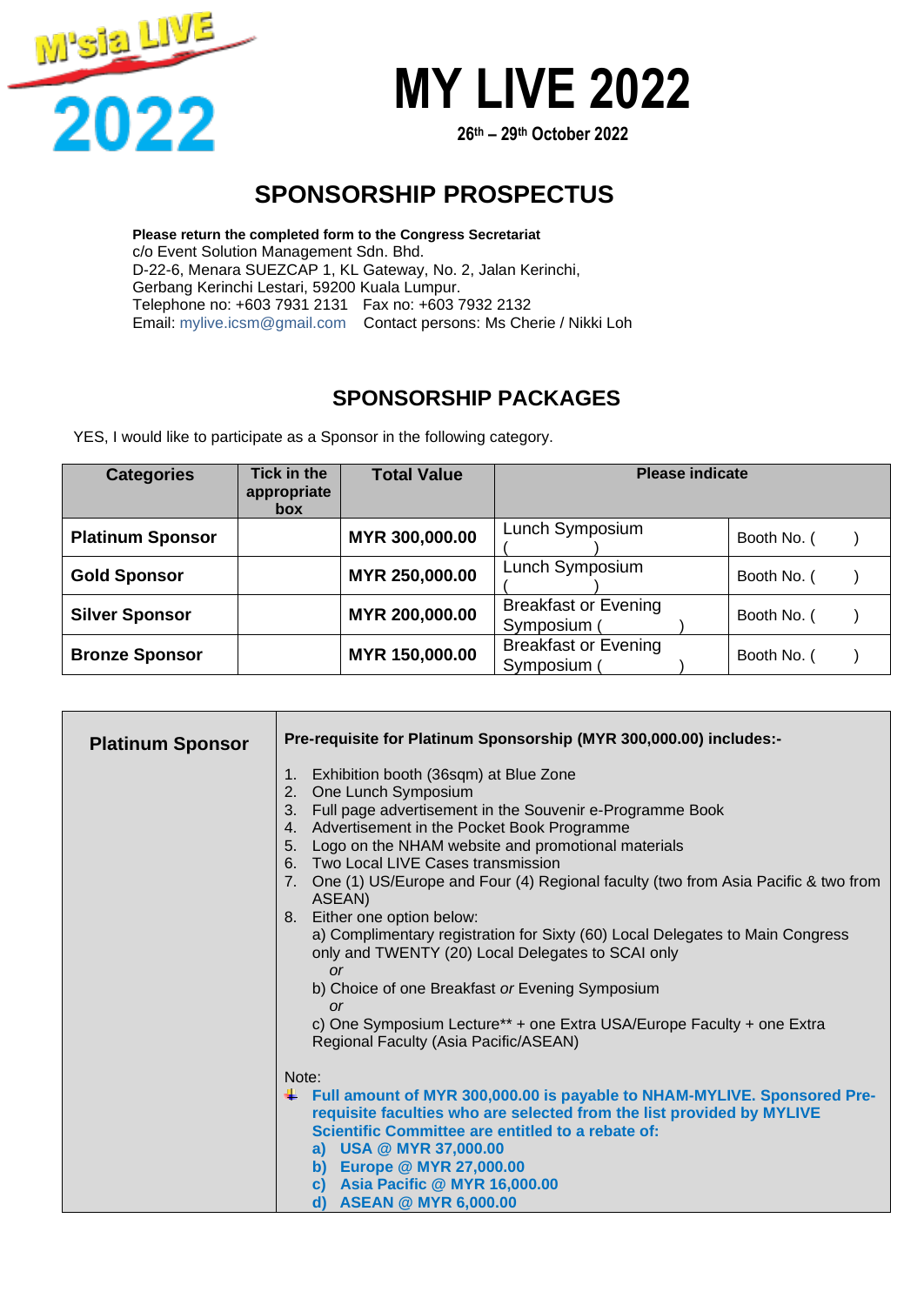M'sia LIVE 2022

# MY LIVE 2022

**26th – 29th October 2022**

## SPONSORSHIP PROSPECTUS

**Please return the completed form to the Congress Secretariat**
c/o Event Solution Management Sdn. Bhd.
D-22-6, Menara SUEZCAP 1, KL Gateway, No. 2, Jalan Kerinchi,
Gerbang Kerinchi Lestari, 59200 Kuala Lumpur.
Telephone no: +603 7931 2131 Fax no: +603 7932 2132
Email: mylive.icsm@gmail.com Contact persons: Ms Cherie / Nikki Loh

## SPONSORSHIP PACKAGES

YES, I would like to participate as a Sponsor in the following category.

| Categories | Tick in the appropriate box | Total Value | Please indicate | |
|---|---|---|---|---|
| **Platinum Sponsor** | | **MYR 300,000.00** | Lunch Symposium ( ) | Booth No. ( ) |
| **Gold Sponsor** | | **MYR 250,000.00** | Lunch Symposium ( ) | Booth No. ( ) |
| **Silver Sponsor** | | **MYR 200,000.00** | Breakfast or Evening Symposium ( ) | Booth No. ( ) |
| **Bronze Sponsor** | | **MYR 150,000.00** | Breakfast or Evening Symposium ( ) | Booth No. ( ) |

### Platinum Sponsor

**Pre-requisite for Platinum Sponsorship (MYR 300,000.00) includes:-**

1. Exhibition booth (36sqm) at Blue Zone
2. One Lunch Symposium
3. Full page advertisement in the Souvenir e-Programme Book
4. Advertisement in the Pocket Book Programme
5. Logo on the NHAM website and promotional materials
6. Two Local LIVE Cases transmission
7. One (1) US/Europe and Four (4) Regional faculty (two from Asia Pacific & two from ASEAN)
8. Either one option below:
   a) Complimentary registration for Sixty (60) Local Delegates to Main Congress only and TWENTY (20) Local Delegates to SCAI only
   *or*
   b) Choice of one Breakfast *or* Evening Symposium
   *or*
   c) One Symposium Lecture** + one Extra USA/Europe Faculty + one Extra Regional Faculty (Asia Pacific/ASEAN)

Note:

- **Full amount of MYR 300,000.00 is payable to NHAM-MYLIVE. Sponsored Pre-requisite faculties who are selected from the list provided by MYLIVE Scientific Committee are entitled to a rebate of:**
  - **a) USA @ MYR 37,000.00**
  - **b) Europe @ MYR 27,000.00**
  - **c) Asia Pacific @ MYR 16,000.00**
  - **d) ASEAN @ MYR 6,000.00**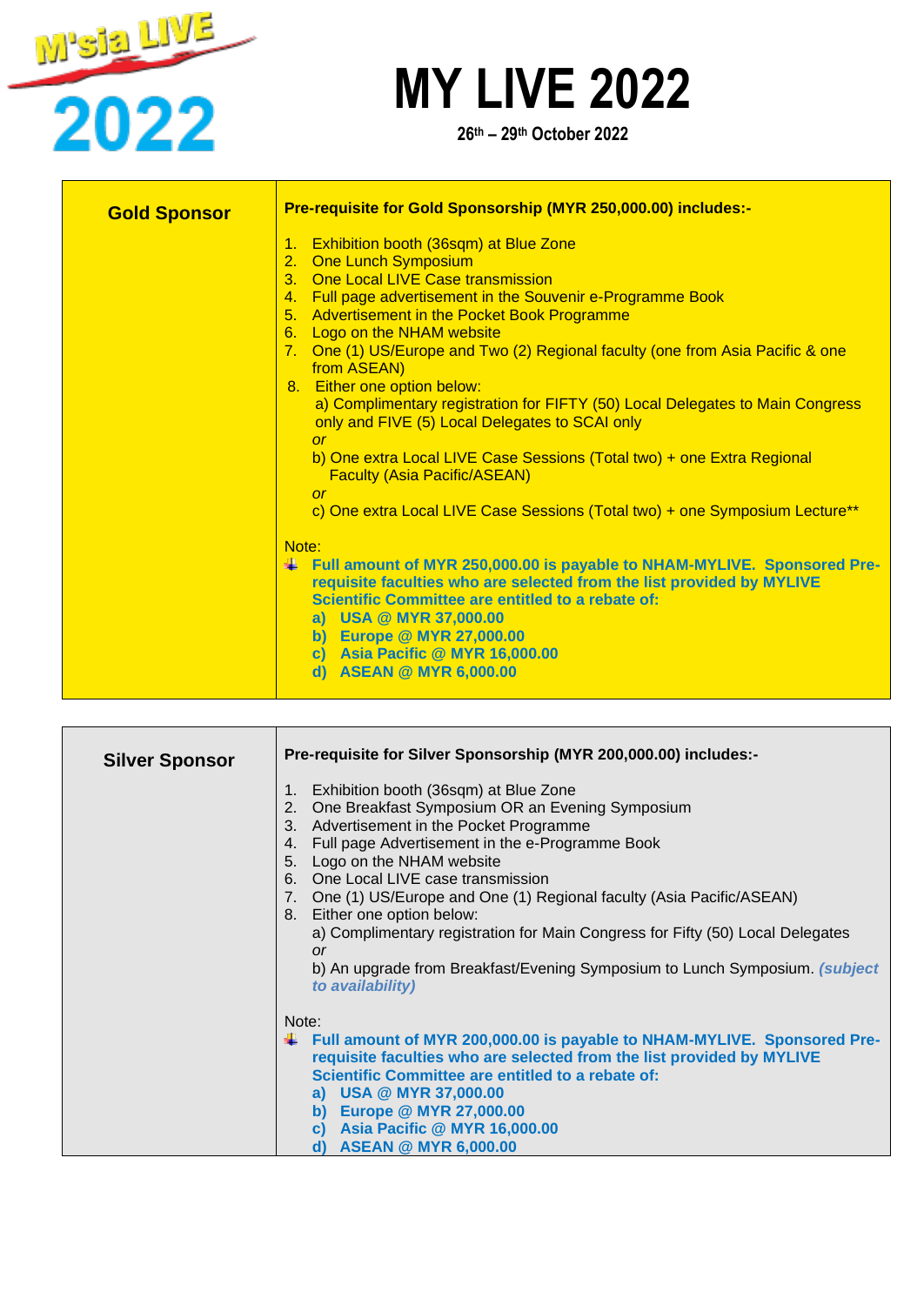# MY LIVE 2022

**26th – 29th October 2022**

| **Gold Sponsor** | **Pre-requisite for Gold Sponsorship (MYR 250,000.00) includes:-**<br><br>1. Exhibition booth (36sqm) at Blue Zone<br>2. One Lunch Symposium<br>3. One Local LIVE Case transmission<br>4. Full page advertisement in the Souvenir e-Programme Book<br>5. Advertisement in the Pocket Book Programme<br>6. Logo on the NHAM website<br>7. One (1) US/Europe and Two (2) Regional faculty (one from Asia Pacific & one from ASEAN)<br>8. Either one option below:<br>a) Complimentary registration for FIFTY (50) Local Delegates to Main Congress only and FIVE (5) Local Delegates to SCAI only<br>*or*<br>b) One extra Local LIVE Case Sessions (Total two) + one Extra Regional Faculty (Asia Pacific/ASEAN)<br>*or*<br>c) One extra Local LIVE Case Sessions (Total two) + one Symposium Lecture**<br><br>Note:<br>**Full amount of MYR 250,000.00 is payable to NHAM-MYLIVE. Sponsored Pre-requisite faculties who are selected from the list provided by MYLIVE Scientific Committee are entitled to a rebate of:**<br>**a) USA @ MYR 37,000.00**<br>**b) Europe @ MYR 27,000.00**<br>**c) Asia Pacific @ MYR 16,000.00**<br>**d) ASEAN @ MYR 6,000.00** |
|---|---|

| **Silver Sponsor** | **Pre-requisite for Silver Sponsorship (MYR 200,000.00) includes:-**<br><br>1. Exhibition booth (36sqm) at Blue Zone<br>2. One Breakfast Symposium OR an Evening Symposium<br>3. Advertisement in the Pocket Programme<br>4. Full page Advertisement in the e-Programme Book<br>5. Logo on the NHAM website<br>6. One Local LIVE case transmission<br>7. One (1) US/Europe and One (1) Regional faculty (Asia Pacific/ASEAN)<br>8. Either one option below:<br>a) Complimentary registration for Main Congress for Fifty (50) Local Delegates<br>*or*<br>b) An upgrade from Breakfast/Evening Symposium to Lunch Symposium. ***(subject to availability)***<br><br>Note:<br>**Full amount of MYR 200,000.00 is payable to NHAM-MYLIVE. Sponsored Pre-requisite faculties who are selected from the list provided by MYLIVE Scientific Committee are entitled to a rebate of:**<br>**a) USA @ MYR 37,000.00**<br>**b) Europe @ MYR 27,000.00**<br>**c) Asia Pacific @ MYR 16,000.00**<br>**d) ASEAN @ MYR 6,000.00** |
|---|---|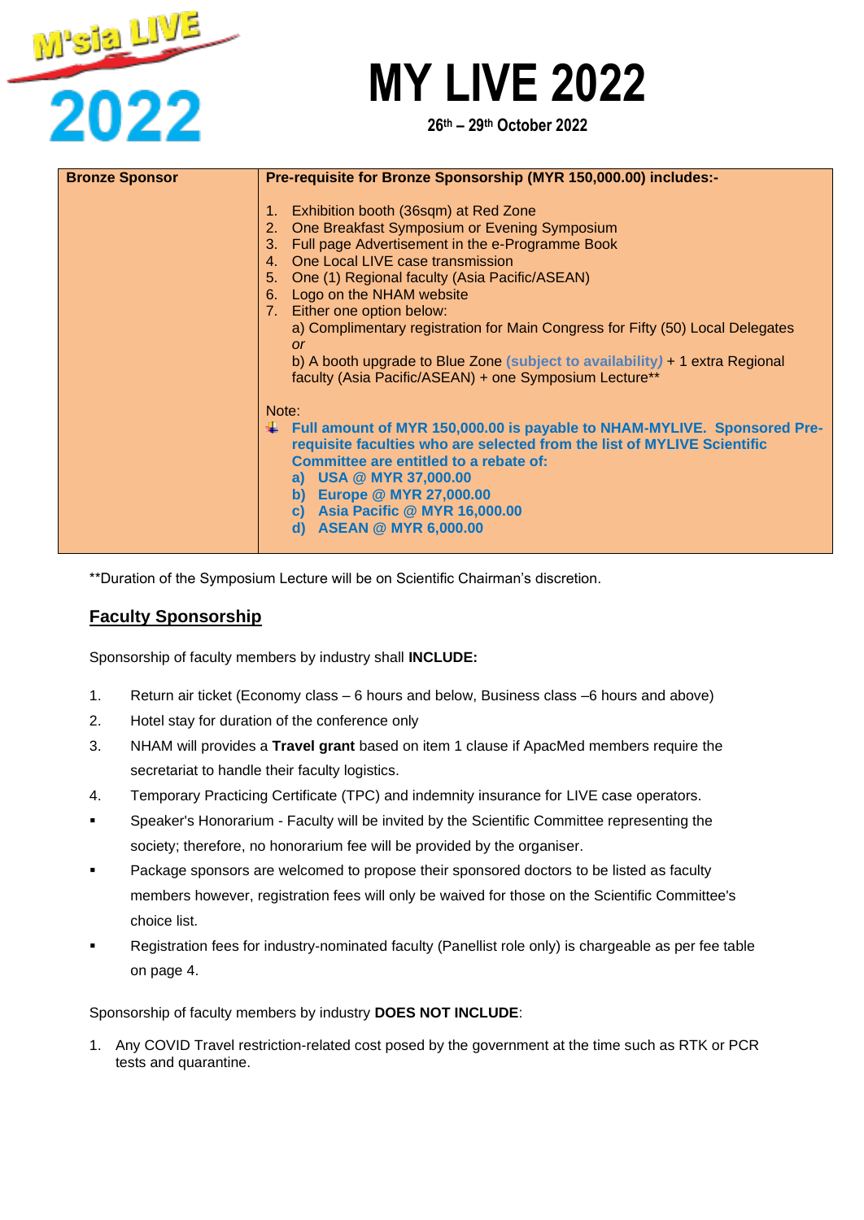# MY LIVE 2022

**26th – 29th October 2022**

| **Bronze Sponsor** | **Pre-requisite for Bronze Sponsorship (MYR 150,000.00) includes:-**<br><br>1. Exhibition booth (36sqm) at Red Zone<br>2. One Breakfast Symposium or Evening Symposium<br>3. Full page Advertisement in the e-Programme Book<br>4. One Local LIVE case transmission<br>5. One (1) Regional faculty (Asia Pacific/ASEAN)<br>6. Logo on the NHAM website<br>7. Either one option below:<br>a) Complimentary registration for Main Congress for Fifty (50) Local Delegates *or*<br>b) A booth upgrade to Blue Zone **(subject to availability)** + 1 extra Regional faculty (Asia Pacific/ASEAN) + one Symposium Lecture**<br><br>Note:<br>**Full amount of MYR 150,000.00 is payable to NHAM-MYLIVE. Sponsored Pre-requisite faculties who are selected from the list of MYLIVE Scientific Committee are entitled to a rebate of:**<br>**a) USA @ MYR 37,000.00**<br>**b) Europe @ MYR 27,000.00**<br>**c) Asia Pacific @ MYR 16,000.00**<br>**d) ASEAN @ MYR 6,000.00** |
|---|---|

**Duration of the Symposium Lecture will be on Scientific Chairman's discretion.

## Faculty Sponsorship

Sponsorship of faculty members by industry shall **INCLUDE:**

1. Return air ticket (Economy class – 6 hours and below, Business class –6 hours and above)
2. Hotel stay for duration of the conference only
3. NHAM will provides a **Travel grant** based on item 1 clause if ApacMed members require the secretariat to handle their faculty logistics.
4. Temporary Practicing Certificate (TPC) and indemnity insurance for LIVE case operators.

- Speaker's Honorarium - Faculty will be invited by the Scientific Committee representing the society; therefore, no honorarium fee will be provided by the organiser.
- Package sponsors are welcomed to propose their sponsored doctors to be listed as faculty members however, registration fees will only be waived for those on the Scientific Committee's choice list.
- Registration fees for industry-nominated faculty (Panellist role only) is chargeable as per fee table on page 4.

Sponsorship of faculty members by industry **DOES NOT INCLUDE**:

1. Any COVID Travel restriction-related cost posed by the government at the time such as RTK or PCR tests and quarantine.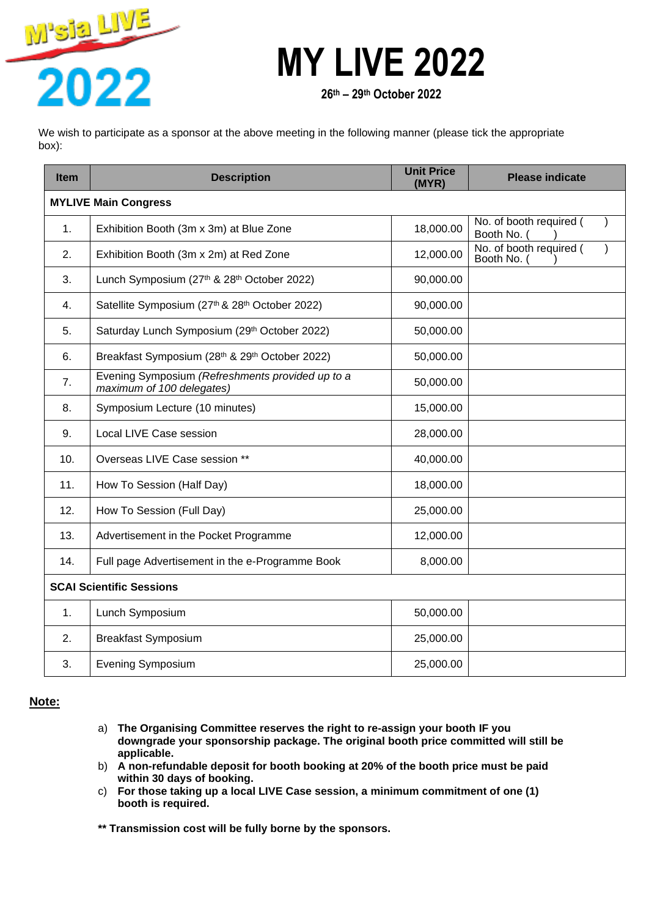M'sia LIVE 2022

# MY LIVE 2022

**26th – 29th October 2022**

We wish to participate as a sponsor at the above meeting in the following manner (please tick the appropriate box):

| Item | Description | Unit Price (MYR) | Please indicate |
|---|---|---|---|
| **MYLIVE Main Congress** | | | |
| 1. | Exhibition Booth (3m x 3m) at Blue Zone | 18,000.00 | No. of booth required ( ) Booth No. ( ) |
| 2. | Exhibition Booth (3m x 2m) at Red Zone | 12,000.00 | No. of booth required ( ) Booth No. ( ) |
| 3. | Lunch Symposium (27th & 28th October 2022) | 90,000.00 | |
| 4. | Satellite Symposium (27th & 28th October 2022) | 90,000.00 | |
| 5. | Saturday Lunch Symposium (29th October 2022) | 50,000.00 | |
| 6. | Breakfast Symposium (28th & 29th October 2022) | 50,000.00 | |
| 7. | Evening Symposium *(Refreshments provided up to a maximum of 100 delegates)* | 50,000.00 | |
| 8. | Symposium Lecture (10 minutes) | 15,000.00 | |
| 9. | Local LIVE Case session | 28,000.00 | |
| 10. | Overseas LIVE Case session ** | 40,000.00 | |
| 11. | How To Session (Half Day) | 18,000.00 | |
| 12. | How To Session (Full Day) | 25,000.00 | |
| 13. | Advertisement in the Pocket Programme | 12,000.00 | |
| 14. | Full page Advertisement in the e-Programme Book | 8,000.00 | |
| **SCAI Scientific Sessions** | | | |
| 1. | Lunch Symposium | 50,000.00 | |
| 2. | Breakfast Symposium | 25,000.00 | |
| 3. | Evening Symposium | 25,000.00 | |

**Note:**

a) **The Organising Committee reserves the right to re-assign your booth IF you downgrade your sponsorship package. The original booth price committed will still be applicable.**

b) **A non-refundable deposit for booth booking at 20% of the booth price must be paid within 30 days of booking.**

c) **For those taking up a local LIVE Case session, a minimum commitment of one (1) booth is required.**

**** Transmission cost will be fully borne by the sponsors.**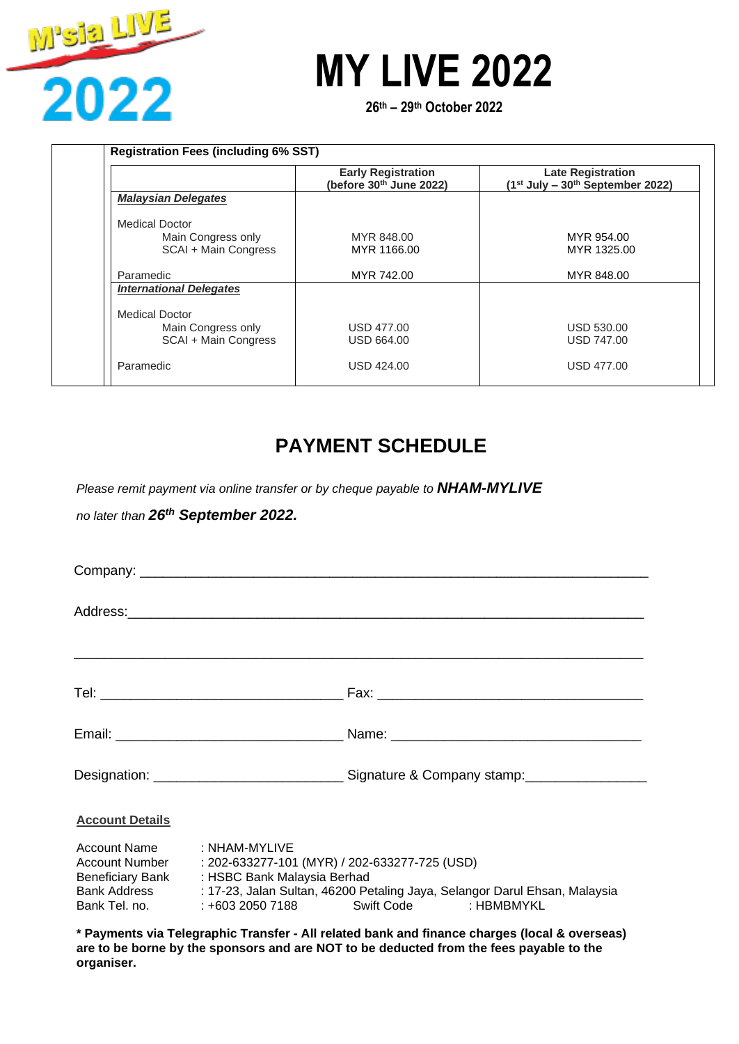M'sia LIVE 2022

# MY LIVE 2022

**26th – 29th October 2022**

**Registration Fees (including 6% SST)**

| | Early Registration (before 30th June 2022) | Late Registration (1st July – 30th September 2022) |
|---|---|---|
| ***Malaysian Delegates*** | | |
| Medical Doctor | | |
| Main Congress only | MYR 848.00 | MYR 954.00 |
| SCAI + Main Congress | MYR 1166.00 | MYR 1325.00 |
| Paramedic | MYR 742.00 | MYR 848.00 |
| ***International Delegates*** | | |
| Medical Doctor | | |
| Main Congress only | USD 477.00 | USD 530.00 |
| SCAI + Main Congress | USD 664.00 | USD 747.00 |
| Paramedic | USD 424.00 | USD 477.00 |

## PAYMENT SCHEDULE

*Please remit payment via online transfer or by cheque payable to* ***NHAM-MYLIVE***

*no later than* ***26th September 2022.***

Company: ______________________________________________________________

Address:________________________________________________________________

________________________________________________________________________

Tel: ______________________________ Fax: ________________________________

Email: _____________________________ Name: ______________________________

Designation: ______________________ Signature & Company stamp:______________

**Account Details**

| | |
|---|---|
| Account Name | : NHAM-MYLIVE |
| Account Number | : 202-633277-101 (MYR) / 202-633277-725 (USD) |
| Beneficiary Bank | : HSBC Bank Malaysia Berhad |
| Bank Address | : 17-23, Jalan Sultan, 46200 Petaling Jaya, Selangor Darul Ehsan, Malaysia |
| Bank Tel. no. | : +603 2050 7188 Swift Code : HBMBMYKL |

**\* Payments via Telegraphic Transfer - All related bank and finance charges (local & overseas) are to be borne by the sponsors and are NOT to be deducted from the fees payable to the organiser.**